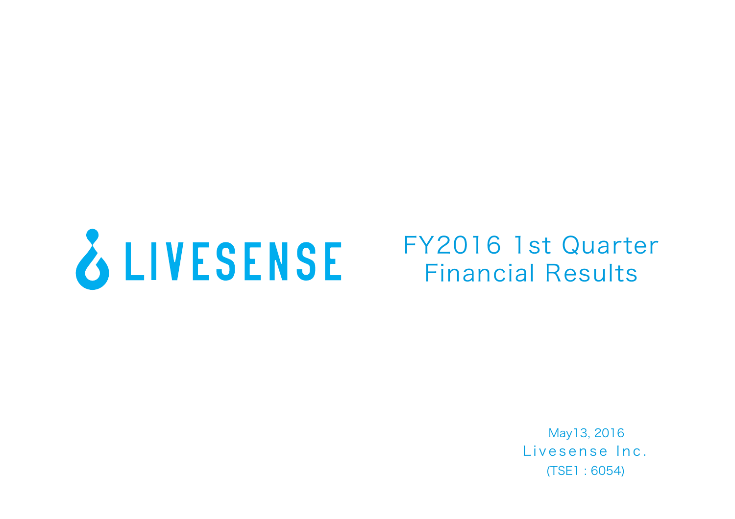LIVESENSE

# FY2016 1st Quarter Financial Results

May13, 2016

Livesense Inc.

(TSE1 : 6054)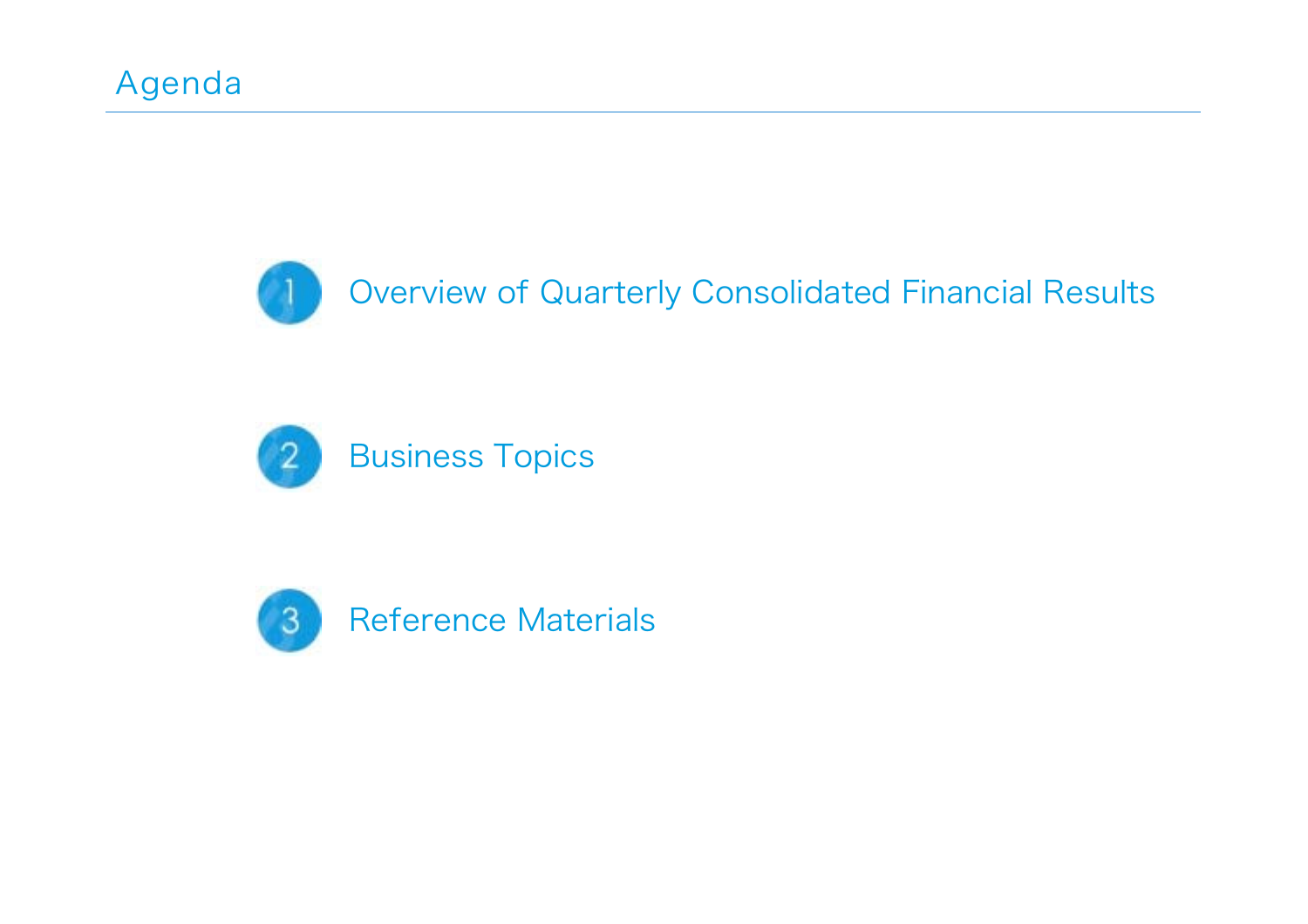# Agenda

1. Overview of Quarterly Consolidated Financial Results

2. Business Topics

3. Reference Materials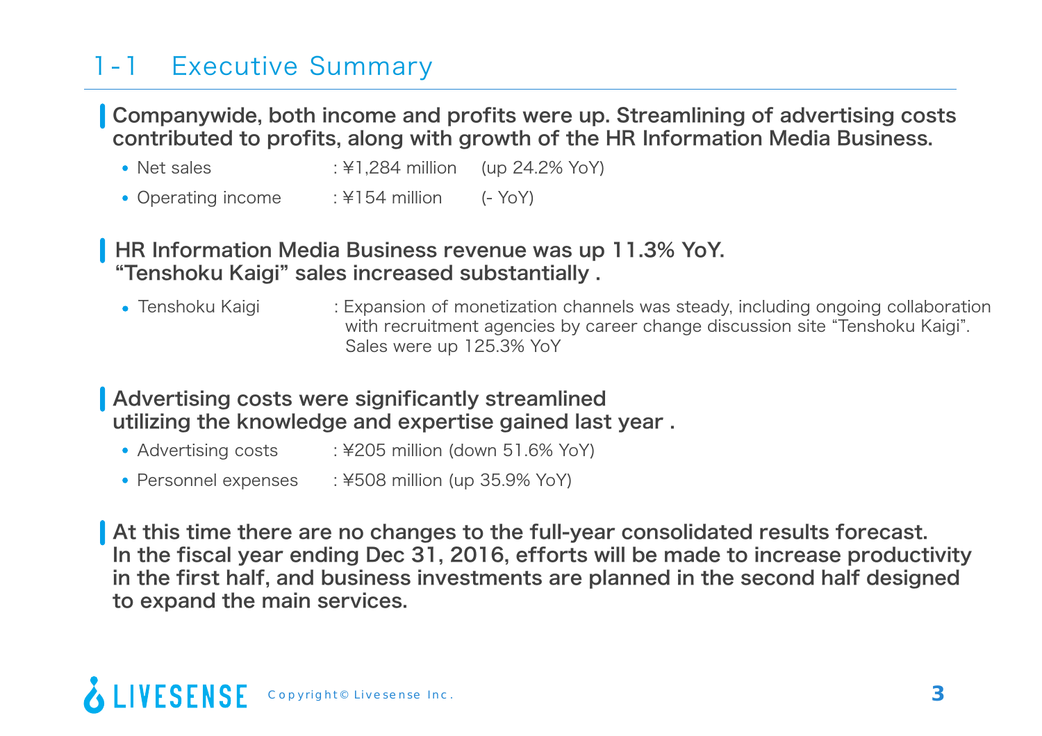# 1-1 Executive Summary

**Companywide, both income and profits were up. Streamlining of advertising costs contributed to profits, along with growth of the HR Information Media Business.**

- Net sales : ¥1,284 million (up 24.2% YoY)
- Operating income : ¥154 million (- YoY)

**HR Information Media Business revenue was up 11.3% YoY. "Tenshoku Kaigi" sales increased substantially .**

- Tenshoku Kaigi : Expansion of monetization channels was steady, including ongoing collaboration with recruitment agencies by career change discussion site "Tenshoku Kaigi". Sales were up 125.3% YoY

**Advertising costs were significantly streamlined utilizing the knowledge and expertise gained last year .**

- Advertising costs : ¥205 million (down 51.6% YoY)
- Personnel expenses : ¥508 million (up 35.9% YoY)

**At this time there are no changes to the full-year consolidated results forecast. In the fiscal year ending Dec 31, 2016, efforts will be made to increase productivity in the first half, and business investments are planned in the second half designed to expand the main services.**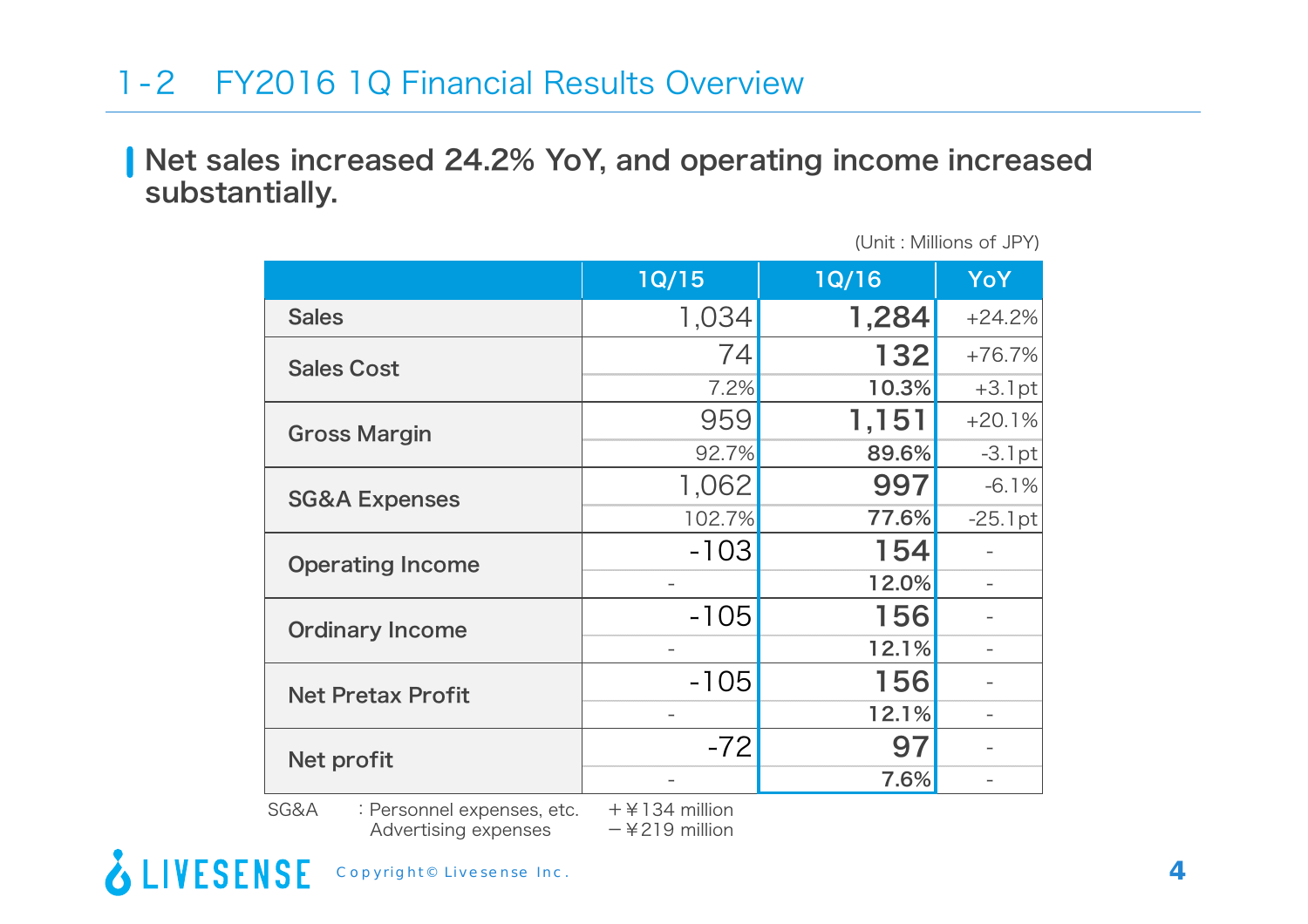## 1-2 FY2016 1Q Financial Results Overview

**Net sales increased 24.2% YoY, and operating income increased substantially.**

(Unit : Millions of JPY)

| | 1Q/15 | 1Q/16 | YoY |
|---|---|---|---|
| Sales | 1,034 | **1,284** | +24.2% |
| Sales Cost | 74 | **132** | +76.7% |
| | 7.2% | **10.3%** | +3.1pt |
| Gross Margin | 959 | **1,151** | +20.1% |
| | 92.7% | **89.6%** | -3.1pt |
| SG&A Expenses | 1,062 | **997** | -6.1% |
| | 102.7% | **77.6%** | -25.1pt |
| Operating Income | -103 | **154** | - |
| | - | **12.0%** | - |
| Ordinary Income | -105 | **156** | - |
| | - | **12.1%** | - |
| Net Pretax Profit | -105 | **156** | - |
| | - | **12.1%** | - |
| Net profit | -72 | **97** | - |
| | - | **7.6%** | - |

SG&A : Personnel expenses, etc. ＋¥134 million
Advertising expenses －¥219 million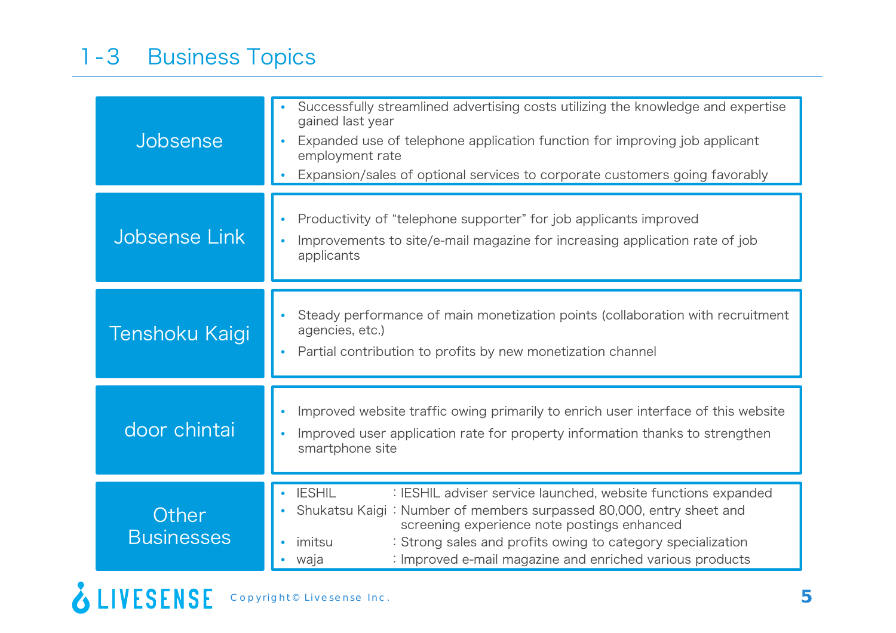# 1-3 Business Topics

| Business | Topics |
|---|---|
| Jobsense | • Successfully streamlined advertising costs utilizing the knowledge and expertise gained last year<br>• Expanded use of telephone application function for improving job applicant employment rate<br>• Expansion/sales of optional services to corporate customers going favorably |
| Jobsense Link | • Productivity of "telephone supporter" for job applicants improved<br>• Improvements to site/e-mail magazine for increasing application rate of job applicants |
| Tenshoku Kaigi | • Steady performance of main monetization points (collaboration with recruitment agencies, etc.)<br>• Partial contribution to profits by new monetization channel |
| door chintai | • Improved website traffic owing primarily to enrich user interface of this website<br>• Improved user application rate for property information thanks to strengthen smartphone site |
| Other Businesses | • IESHIL : IESHIL adviser service launched, website functions expanded<br>• Shukatsu Kaigi : Number of members surpassed 80,000, entry sheet and screening experience note postings enhanced<br>• imitsu : Strong sales and profits owing to category specialization<br>• waja : Improved e-mail magazine and enriched various products |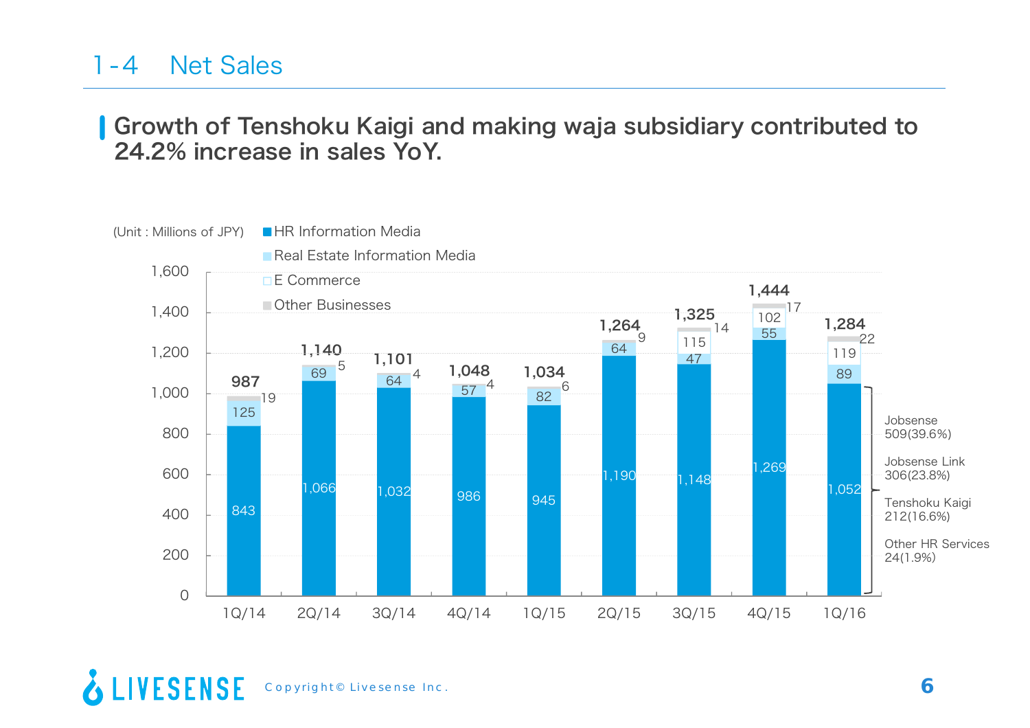# 1-4 Net Sales

## Growth of Tenshoku Kaigi and making waja subsidiary contributed to 24.2% increase in sales YoY.

(Unit : Millions of JPY)

| | 1Q/14 | 2Q/14 | 3Q/14 | 4Q/14 | 1Q/15 | 2Q/15 | 3Q/15 | 4Q/15 | 1Q/16 |
|---|---|---|---|---|---|---|---|---|---|
| HR Information Media | 843 | 1,066 | 1,032 | 986 | 945 | 1,190 | 1,148 | 1,269 | 1,052 |
| Real Estate Information Media | 125 | 69 | 64 | 57 | 82 | 64 | 47 | 55 | 89 |
| E Commerce | | | | | | | 115 | 102 | 119 |
| Other Businesses | 19 | 5 | 4 | 4 | 6 | 9 | 14 | 17 | 22 |
| Total | 987 | 1,140 | 1,101 | 1,048 | 1,034 | 1,264 | 1,325 | 1,444 | 1,284 |

1Q/16 HR Information Media breakdown:
- Jobsense 509(39.6%)
- Jobsense Link 306(23.8%)
- Tenshoku Kaigi 212(16.6%)
- Other HR Services 24(1.9%)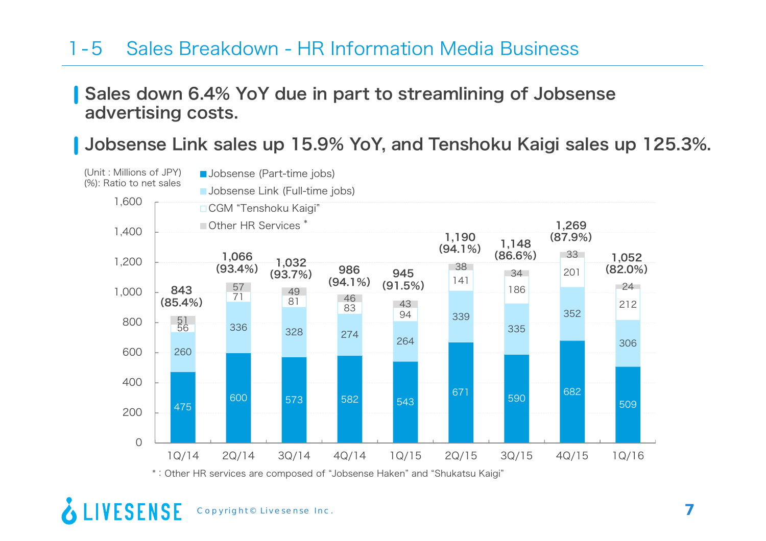# 1-5 Sales Breakdown - HR Information Media Business

- **Sales down 6.4% YoY due in part to streamlining of Jobsense advertising costs.**
- **Jobsense Link sales up 15.9% YoY, and Tenshoku Kaigi sales up 125.3%.**

(Unit : Millions of JPY)
(%): Ratio to net sales

| | 1Q/14 | 2Q/14 | 3Q/14 | 4Q/14 | 1Q/15 | 2Q/15 | 3Q/15 | 4Q/15 | 1Q/16 |
|---|---|---|---|---|---|---|---|---|---|
| Jobsense (Part-time jobs) | 475 | 600 | 573 | 582 | 543 | 671 | 590 | 682 | 509 |
| Jobsense Link (Full-time jobs) | 260 | 336 | 328 | 274 | 264 | 339 | 335 | 352 | 306 |
| CGM "Tenshoku Kaigi" | 56 | 71 | 81 | 83 | 94 | 141 | 186 | 201 | 212 |
| Other HR Services * | 51 | 57 | 49 | 46 | 43 | 38 | 34 | 33 | 24 |
| Total | 843 (85.4%) | 1,066 (93.4%) | 1,032 (93.7%) | 986 (94.1%) | 945 (91.5%) | 1,190 (94.1%) | 1,148 (86.6%) | 1,269 (87.9%) | 1,052 (82.0%) |

* : Other HR services are composed of "Jobsense Haken" and "Shukatsu Kaigi"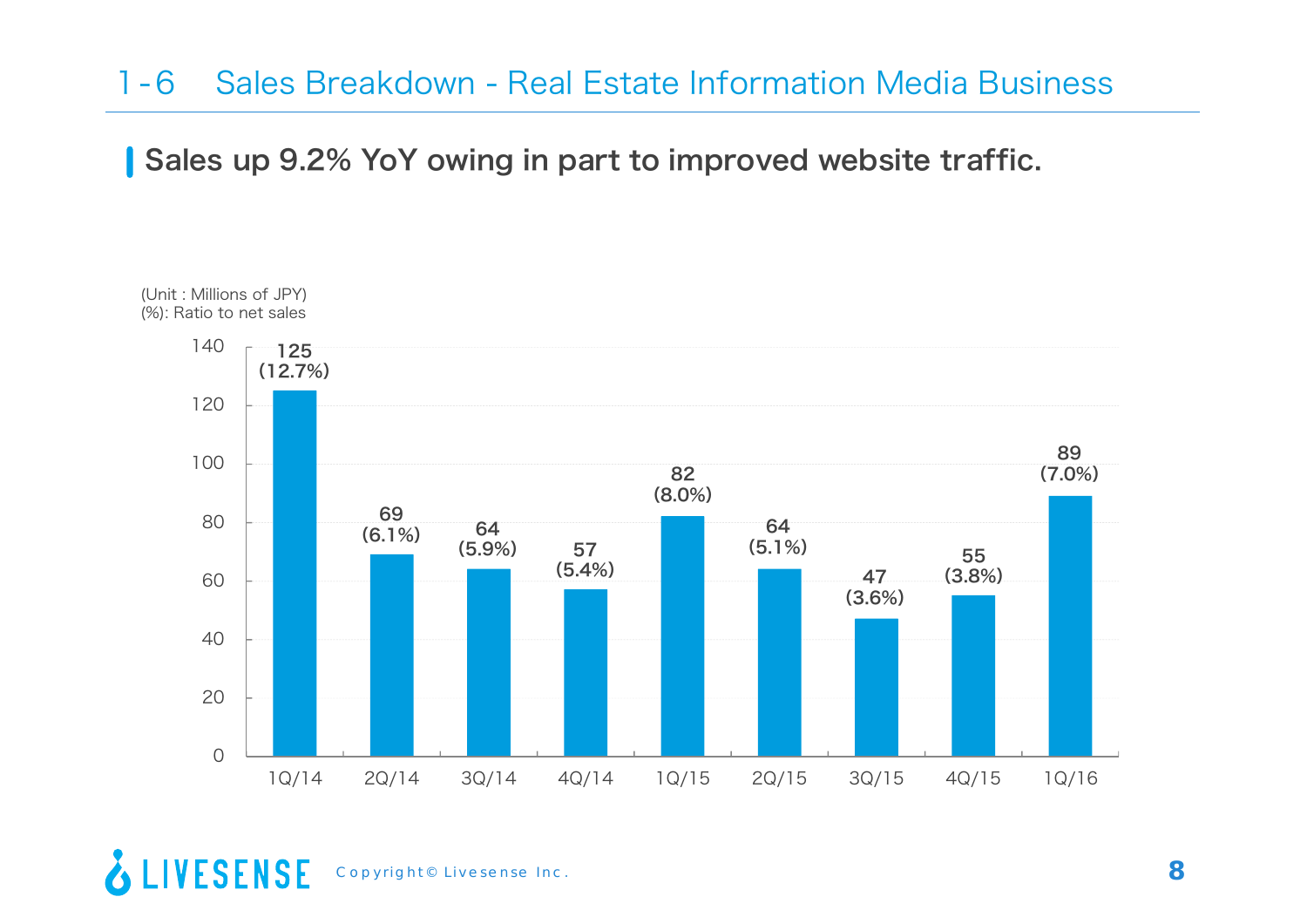# 1-6 Sales Breakdown - Real Estate Information Media Business

**Sales up 9.2% YoY owing in part to improved website traffic.**

(Unit : Millions of JPY)
(%): Ratio to net sales

| Quarter | Sales | Ratio to net sales |
|---|---|---|
| 1Q/14 | 125 | (12.7%) |
| 2Q/14 | 69 | (6.1%) |
| 3Q/14 | 64 | (5.9%) |
| 4Q/14 | 57 | (5.4%) |
| 1Q/15 | 82 | (8.0%) |
| 2Q/15 | 64 | (5.1%) |
| 3Q/15 | 47 | (3.6%) |
| 4Q/15 | 55 | (3.8%) |
| 1Q/16 | 89 | (7.0%) |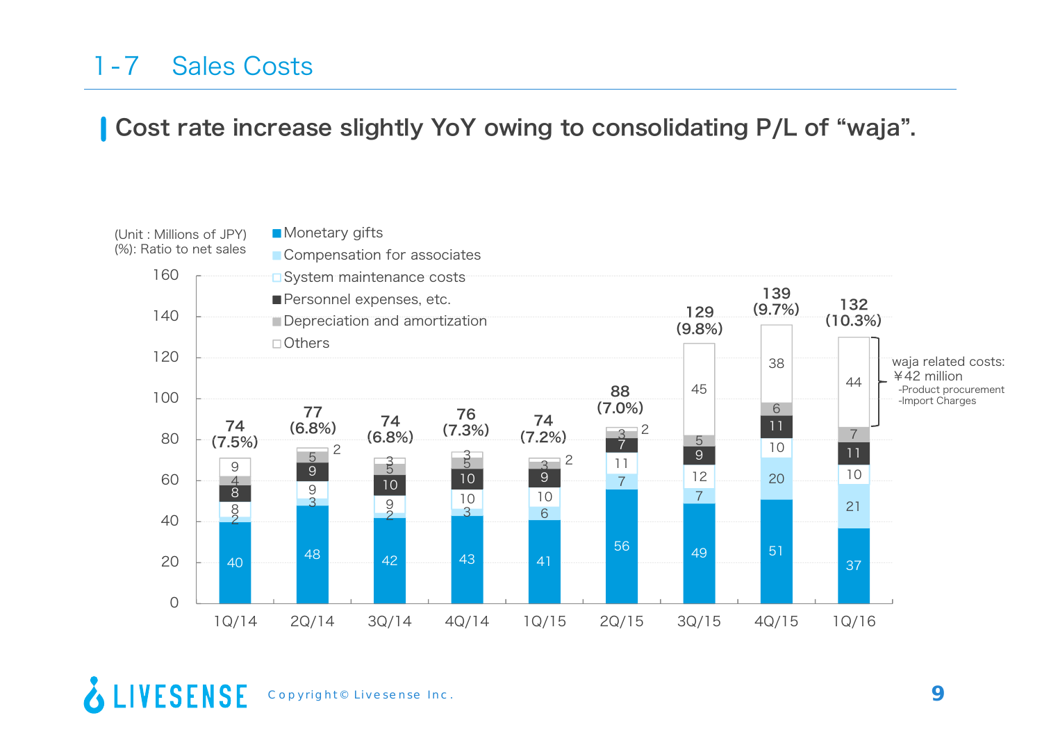# 1-7 Sales Costs

## Cost rate increase slightly YoY owing to consolidating P/L of "waja".

(Unit : Millions of JPY)
(%): Ratio to net sales

| | 1Q/14 | 2Q/14 | 3Q/14 | 4Q/14 | 1Q/15 | 2Q/15 | 3Q/15 | 4Q/15 | 1Q/16 |
|---|---|---|---|---|---|---|---|---|---|
| Monetary gifts | 40 | 48 | 42 | 43 | 41 | 56 | 49 | 51 | 37 |
| Compensation for associates | 2 | 3 | 2 | 3 | 6 | 7 | 7 | 20 | 21 |
| System maintenance costs | 8 | 9 | 9 | 10 | 10 | 11 | 12 | 10 | 10 |
| Personnel expenses, etc. | 8 | 9 | 10 | 10 | 9 | 7 | 9 | 11 | 11 |
| Depreciation and amortization | 4 | 5 | 5 | 5 | 3 | 3 | 5 | 6 | 7 |
| Others | 9 | 2 | 3 | 3 | 2 | 2 | 45 | 38 | 44 |
| Total | 74 | 77 | 74 | 76 | 74 | 88 | 129 | 139 | 132 |
| (Ratio to net sales) | (7.5%) | (6.8%) | (6.8%) | (7.3%) | (7.2%) | (7.0%) | (9.8%) | (9.7%) | (10.3%) |

waja related costs: ¥42 million
- Product procurement
- Import Charges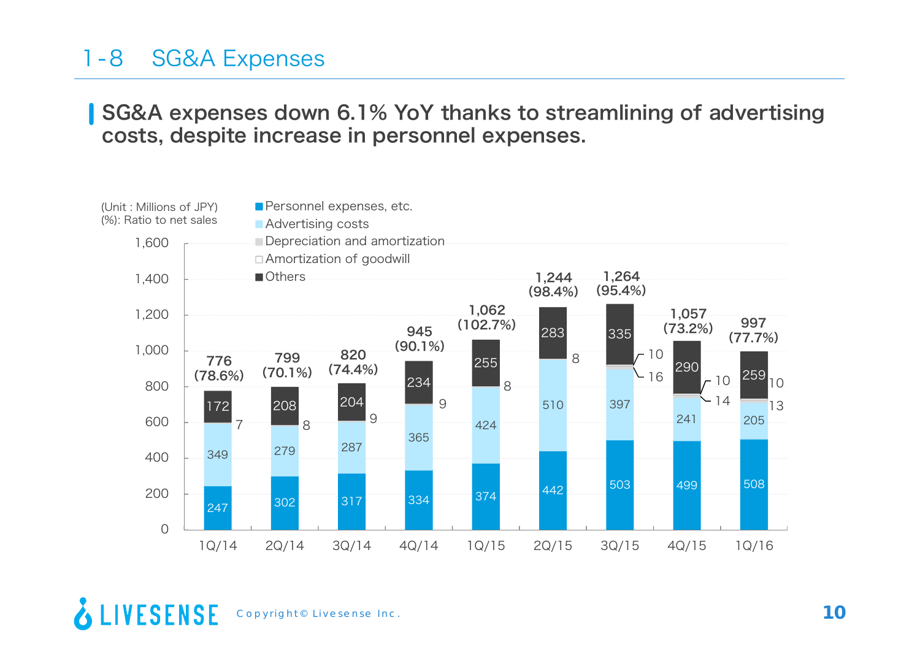# 1-8 SG&A Expenses

**SG&A expenses down 6.1% YoY thanks to streamlining of advertising costs, despite increase in personnel expenses.**

(Unit : Millions of JPY)
(%): Ratio to net sales

| | 1Q/14 | 2Q/14 | 3Q/14 | 4Q/14 | 1Q/15 | 2Q/15 | 3Q/15 | 4Q/15 | 1Q/16 |
|---|---|---|---|---|---|---|---|---|---|
| Personnel expenses, etc. | 247 | 302 | 317 | 334 | 374 | 442 | 503 | 499 | 508 |
| Advertising costs | 349 | 279 | 287 | 365 | 424 | 510 | 397 | 241 | 205 |
| Depreciation and amortization | 7 | 8 | 9 | 9 | 8 | 8 | 16 | 14 | 13 |
| Amortization of goodwill | | | | | | | 10 | 10 | 10 |
| Others | 172 | 208 | 204 | 234 | 255 | 283 | 335 | 290 | 259 |
| Total | 776 (78.6%) | 799 (70.1%) | 820 (74.4%) | 945 (90.1%) | 1,062 (102.7%) | 1,244 (98.4%) | 1,264 (95.4%) | 1,057 (73.2%) | 997 (77.7%) |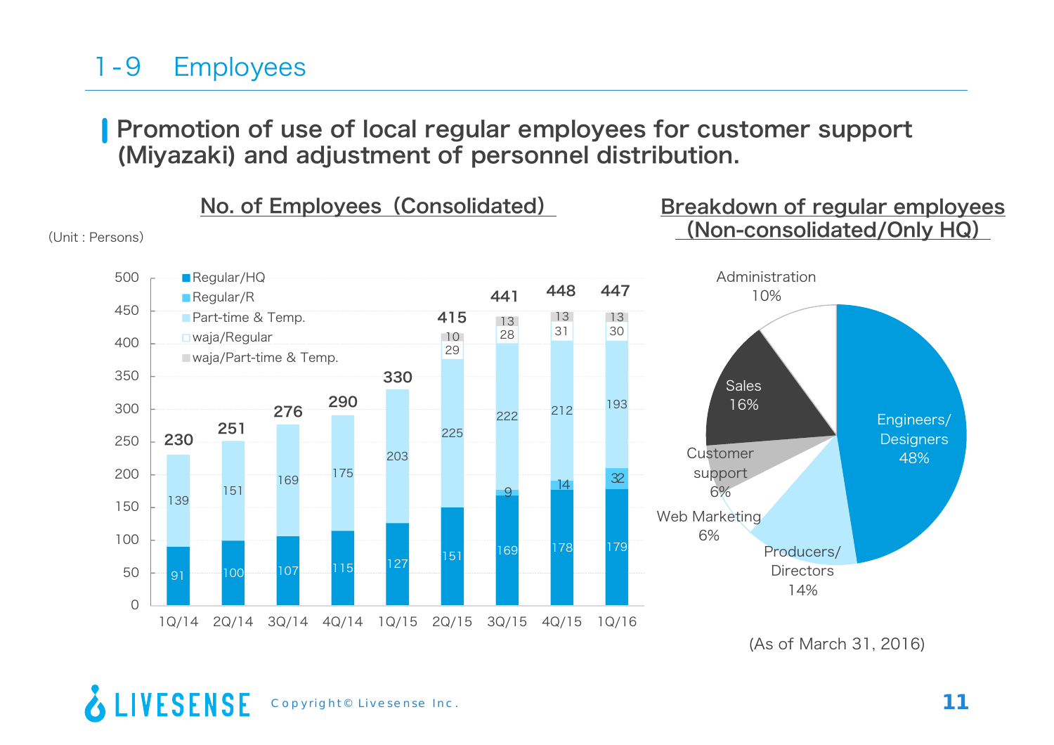# 1-9 Employees

**Promotion of use of local regular employees for customer support (Miyazaki) and adjustment of personnel distribution.**

## No. of Employees（Consolidated）

(Unit : Persons)

| | 1Q/14 | 2Q/14 | 3Q/14 | 4Q/14 | 1Q/15 | 2Q/15 | 3Q/15 | 4Q/15 | 1Q/16 |
|---|---|---|---|---|---|---|---|---|---|
| Regular/HQ | 91 | 100 | 107 | 115 | 127 | 151 | 169 | 178 | 179 |
| Regular/R | | | | | | | 9 | 14 | 32 |
| Part-time & Temp. | 139 | 151 | 169 | 175 | 203 | 225 | 222 | 212 | 193 |
| waja/Regular | | | | | | 29 | 28 | 31 | 30 |
| waja/Part-time & Temp. | | | | | | 10 | 13 | 13 | 13 |
| Total | 230 | 251 | 276 | 290 | 330 | 415 | 441 | 448 | 447 |

## Breakdown of regular employees (Non-consolidated/Only HQ)

| Category | Share |
|---|---|
| Engineers/Designers | 48% |
| Sales | 16% |
| Producers/Directors | 14% |
| Administration | 10% |
| Customer support | 6% |
| Web Marketing | 6% |

(As of March 31, 2016)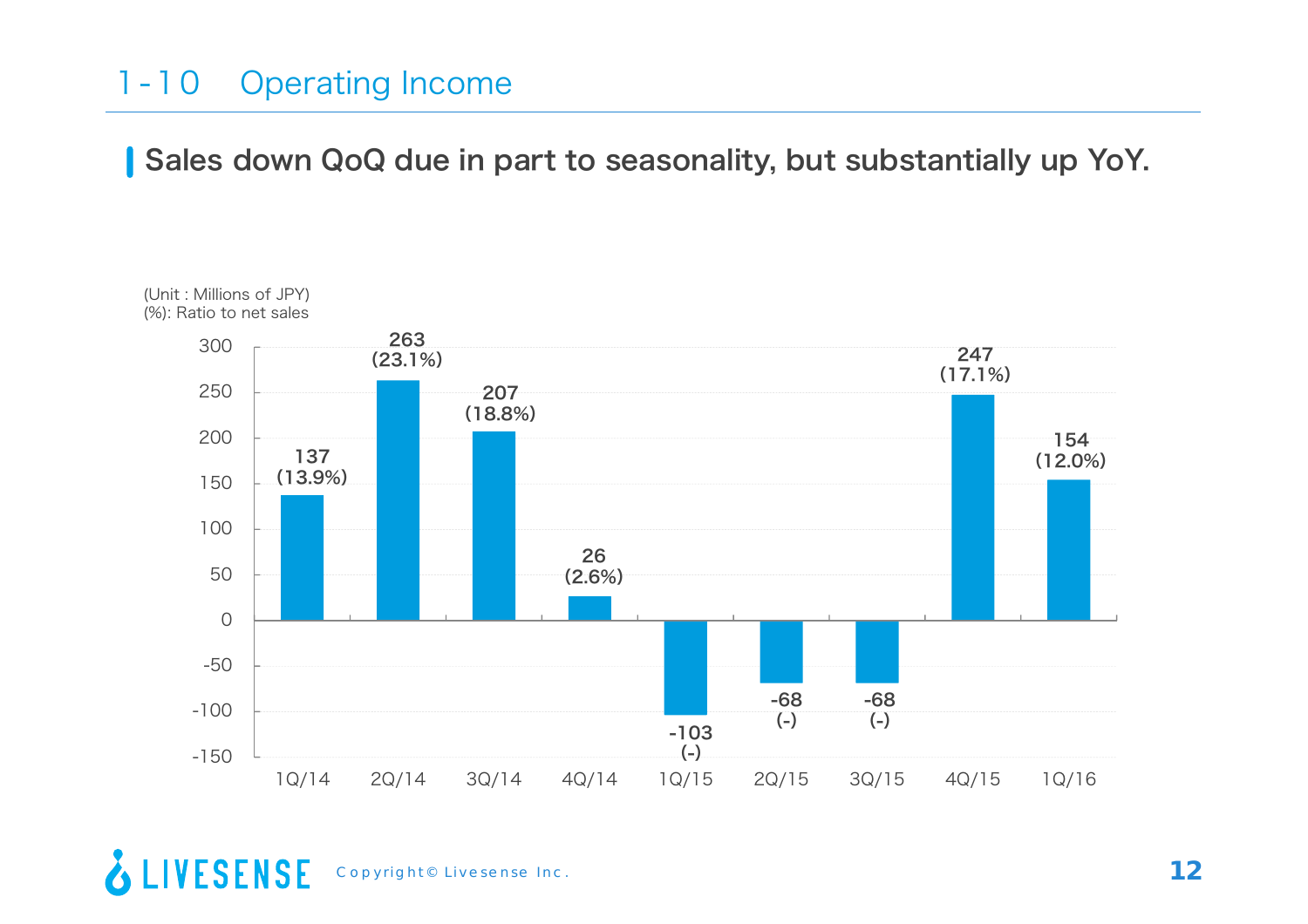# 1-10 Operating Income

**Sales down QoQ due in part to seasonality, but substantially up YoY.**

(Unit : Millions of JPY)
(%): Ratio to net sales

| Quarter | Operating Income | Ratio to net sales |
|---|---|---|
| 1Q/14 | 137 | (13.9%) |
| 2Q/14 | 263 | (23.1%) |
| 3Q/14 | 207 | (18.8%) |
| 4Q/14 | 26 | (2.6%) |
| 1Q/15 | -103 | (-) |
| 2Q/15 | -68 | (-) |
| 3Q/15 | -68 | (-) |
| 4Q/15 | 247 | (17.1%) |
| 1Q/16 | 154 | (12.0%) |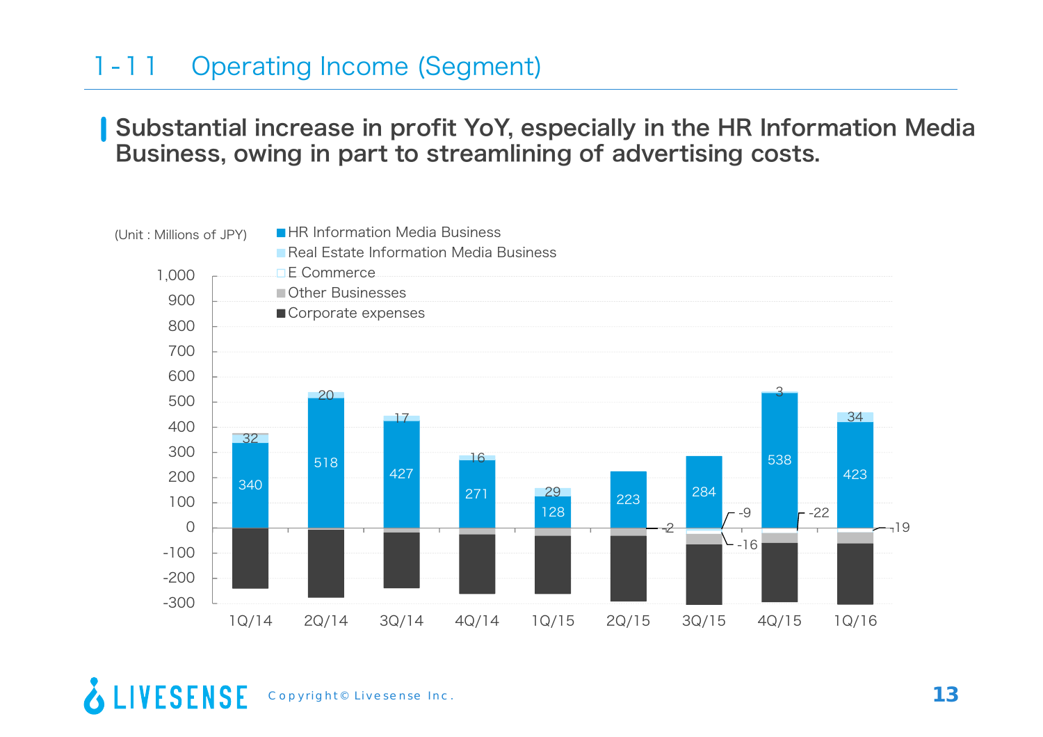# 1-11 Operating Income (Segment)

**Substantial increase in profit YoY, especially in the HR Information Media Business, owing in part to streamlining of advertising costs.**

(Unit : Millions of JPY)

| | 1Q/14 | 2Q/14 | 3Q/14 | 4Q/14 | 1Q/15 | 2Q/15 | 3Q/15 | 4Q/15 | 1Q/16 |
|---|---|---|---|---|---|---|---|---|---|
| HR Information Media Business | 340 | 518 | 427 | 271 | 128 | 223 | 284 | 538 | 423 |
| Real Estate Information Media Business | 32 | 20 | 17 | 16 | 29 | -2 | -9 | 3 | 34 |
| E Commerce | | | | | | | -16 | -22 | -19 |
| Other Businesses | | | | | | | | | |
| Corporate expenses | | | | | | | | | |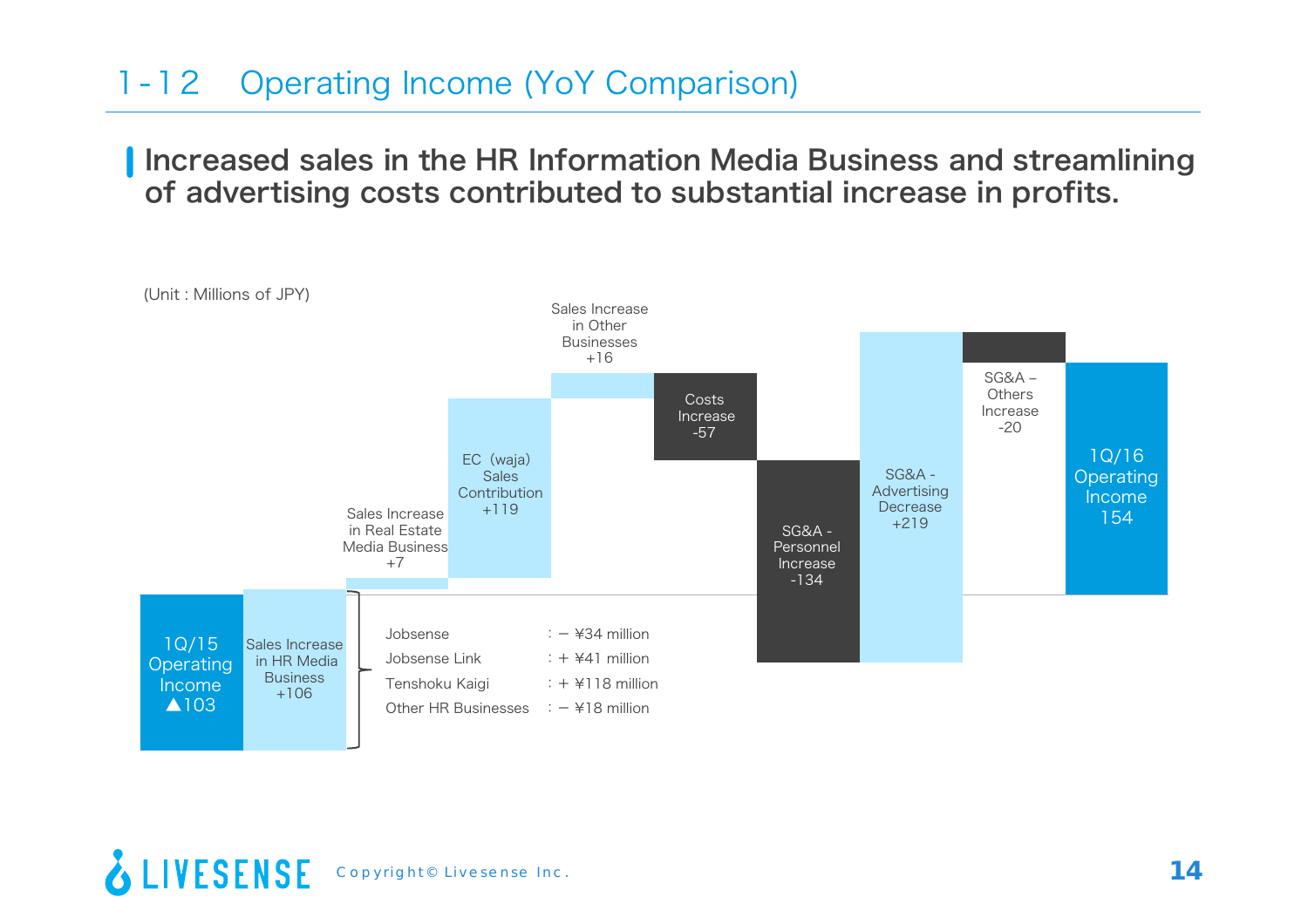# 1-12 Operating Income (YoY Comparison)

**Increased sales in the HR Information Media Business and streamlining of advertising costs contributed to substantial increase in profits.**

(Unit : Millions of JPY)

| Item | Amount |
|---|---|
| 1Q/15 Operating Income | ▲103 |
| Sales Increase in HR Media Business | +106 |
| Sales Increase in Real Estate Media Business | +7 |
| EC (waja) Sales Contribution | +119 |
| Sales Increase in Other Businesses | +16 |
| Costs Increase | -57 |
| SG&A - Personnel Increase | -134 |
| SG&A - Advertising Decrease | +219 |
| SG&A – Others Increase | -20 |
| 1Q/16 Operating Income | 154 |

Breakdown of Sales Increase in HR Media Business:

| Business | Change |
|---|---|
| Jobsense | − ¥34 million |
| Jobsense Link | + ¥41 million |
| Tenshoku Kaigi | + ¥118 million |
| Other HR Businesses | − ¥18 million |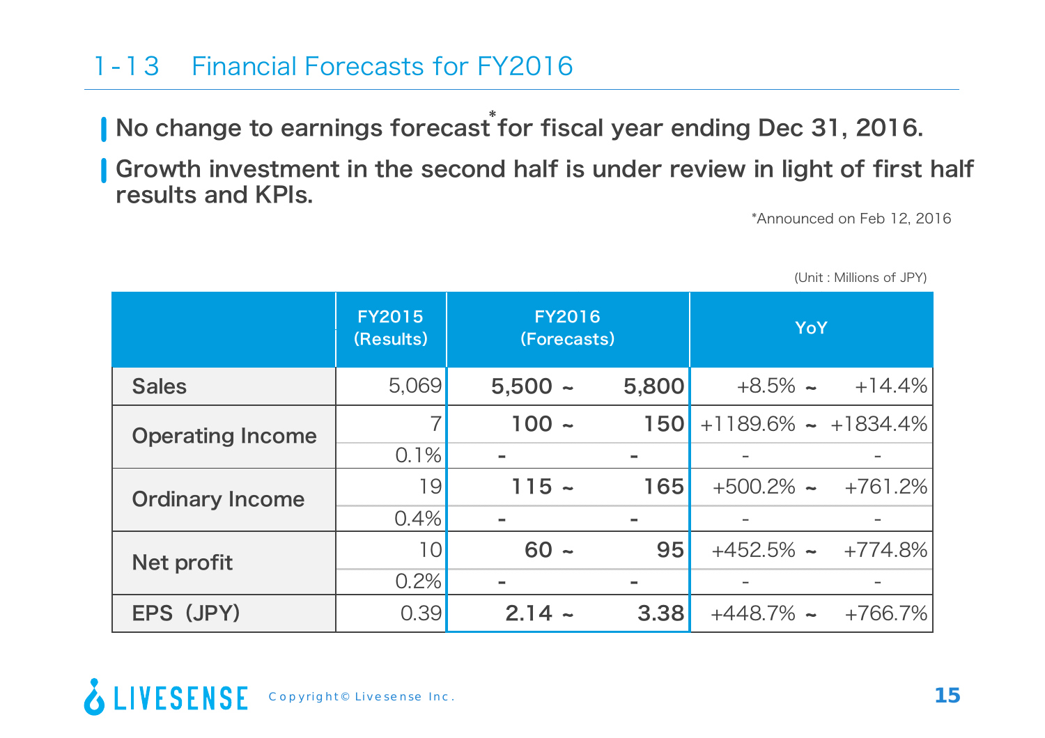## 1-13 Financial Forecasts for FY2016

- No change to earnings forecast* for fiscal year ending Dec 31, 2016.
- Growth investment in the second half is under review in light of first half results and KPIs.

*Announced on Feb 12, 2016

(Unit : Millions of JPY)

| | FY2015 (Results) | FY2016 (Forecasts) | | YoY | |
|---|---|---|---|---|---|
| Sales | 5,069 | 5,500 ~ | 5,800 | +8.5% ~ | +14.4% |
| Operating Income | 7 | 100 ~ | 150 | +1189.6% ~ | +1834.4% |
| | 0.1% | - | - | - | - |
| Ordinary Income | 19 | 115 ~ | 165 | +500.2% ~ | +761.2% |
| | 0.4% | - | - | - | - |
| Net profit | 10 | 60 ~ | 95 | +452.5% ~ | +774.8% |
| | 0.2% | - | - | - | - |
| EPS (JPY) | 0.39 | 2.14 ~ | 3.38 | +448.7% ~ | +766.7% |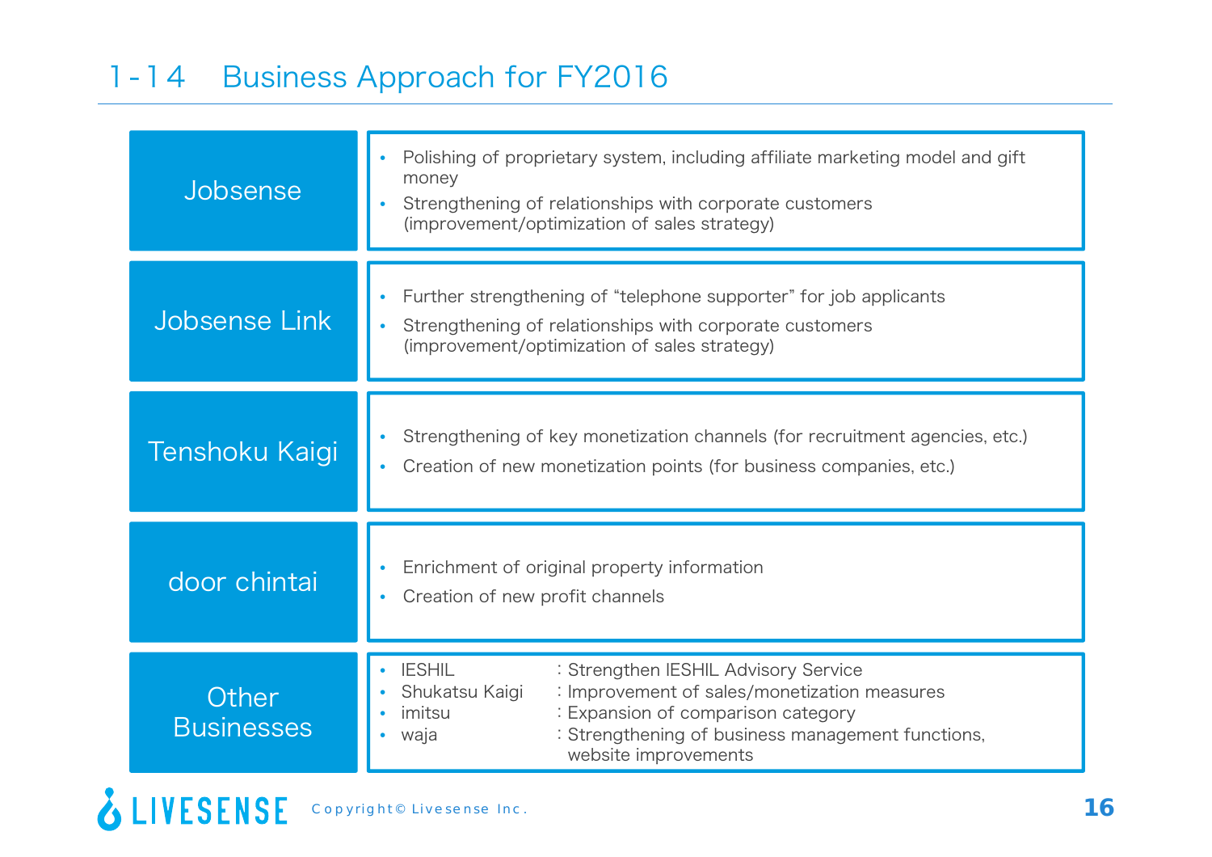# 1-14 Business Approach for FY2016

| Business | Approach |
|---|---|
| Jobsense | • Polishing of proprietary system, including affiliate marketing model and gift money<br>• Strengthening of relationships with corporate customers (improvement/optimization of sales strategy) |
| Jobsense Link | • Further strengthening of “telephone supporter” for job applicants<br>• Strengthening of relationships with corporate customers (improvement/optimization of sales strategy) |
| Tenshoku Kaigi | • Strengthening of key monetization channels (for recruitment agencies, etc.)<br>• Creation of new monetization points (for business companies, etc.) |
| door chintai | • Enrichment of original property information<br>• Creation of new profit channels |
| Other Businesses | • IESHIL : Strengthen IESHIL Advisory Service<br>• Shukatsu Kaigi : Improvement of sales/monetization measures<br>• imitsu : Expansion of comparison category<br>• waja : Strengthening of business management functions, website improvements |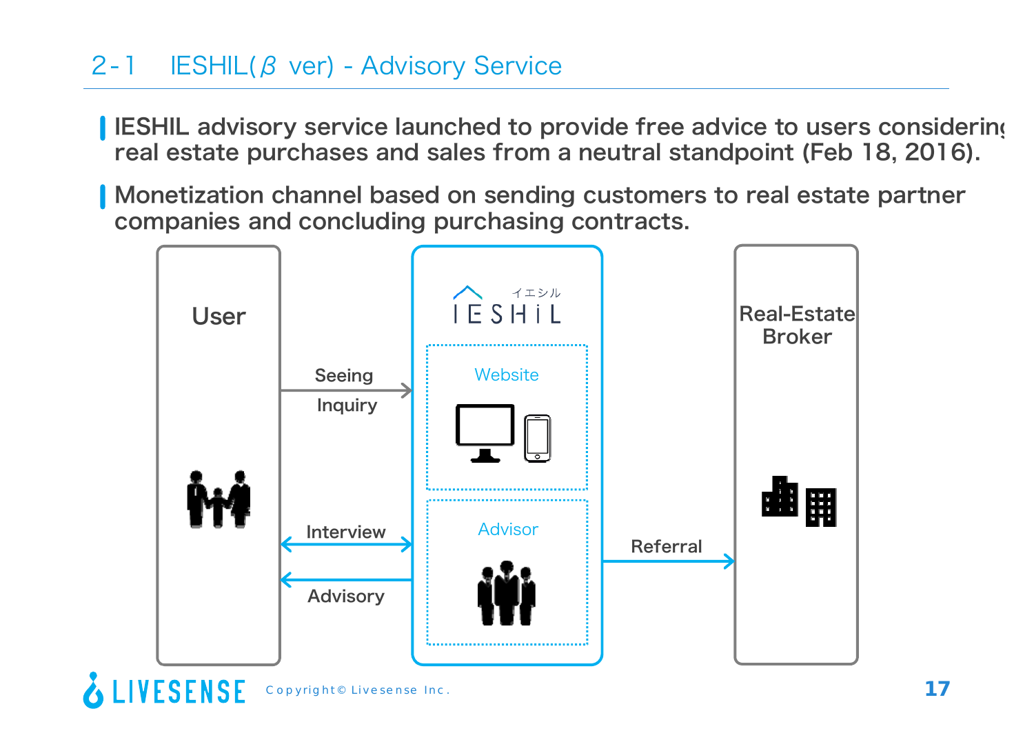## 2-1　IESHIL(β ver) - Advisory Service

- **IESHIL advisory service launched to provide free advice to users considering real estate purchases and sales from a neutral standpoint (Feb 18, 2016).**
- **Monetization channel based on sending customers to real estate partner companies and concluding purchasing contracts.**

User

Seeing

Inquiry

Interview

Advisory

IESHIL イエシル

Website

Advisor

Referral

Real-Estate Broker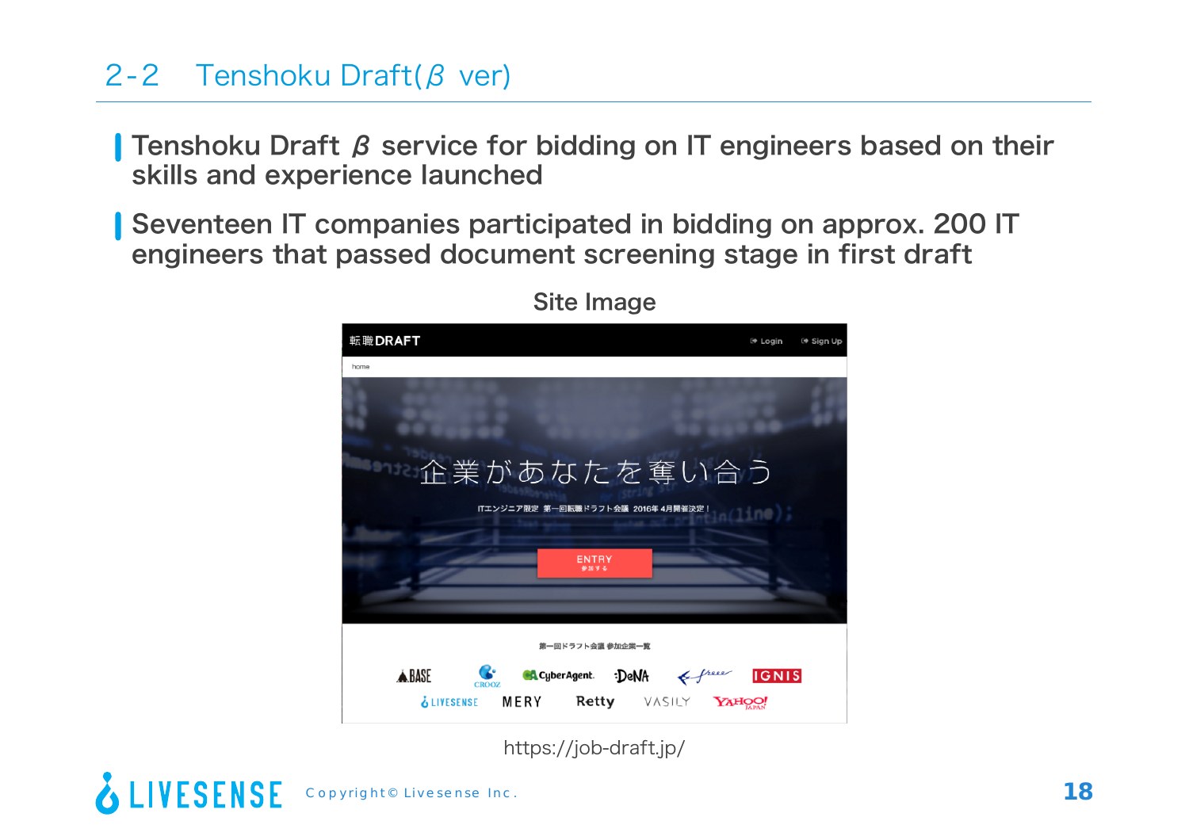# 2-2　Tenshoku Draft(β ver)

- Tenshoku Draft β service for bidding on IT engineers based on their skills and experience launched
- Seventeen IT companies participated in bidding on approx. 200 IT engineers that passed document screening stage in first draft

Site Image

https://job-draft.jp/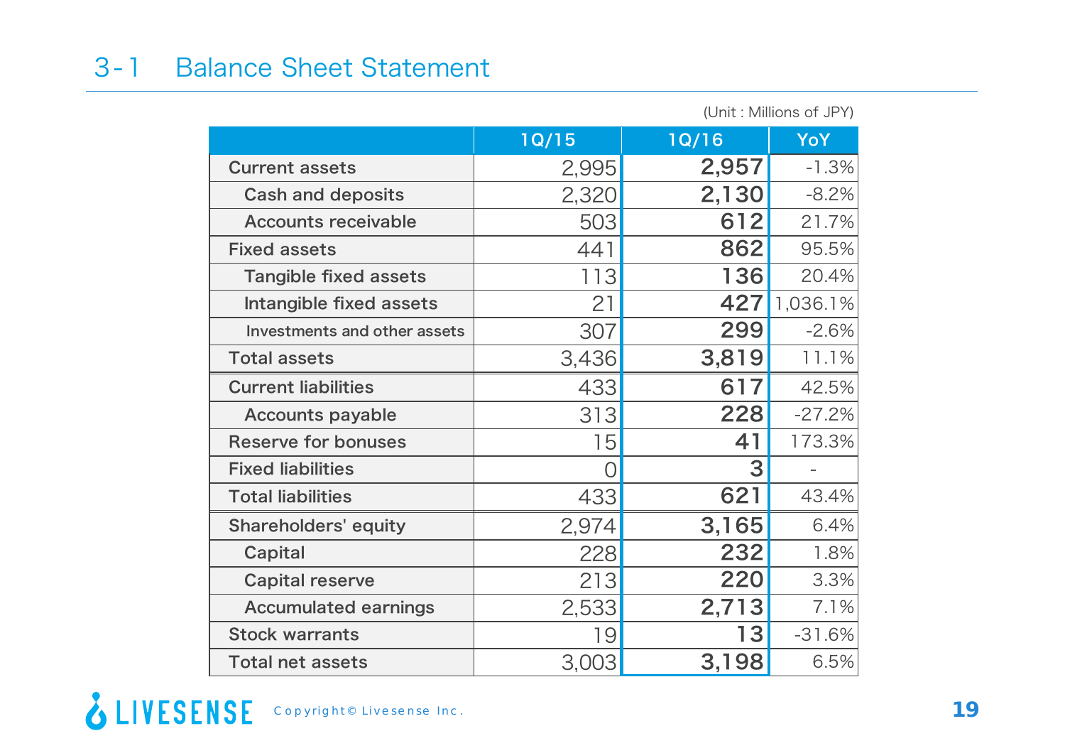## 3-1 Balance Sheet Statement

(Unit : Millions of JPY)

| | 1Q/15 | 1Q/16 | YoY |
|---|---|---|---|
| Current assets | 2,995 | **2,957** | -1.3% |
| Cash and deposits | 2,320 | **2,130** | -8.2% |
| Accounts receivable | 503 | **612** | 21.7% |
| Fixed assets | 441 | **862** | 95.5% |
| Tangible fixed assets | 113 | **136** | 20.4% |
| Intangible fixed assets | 21 | **427** | 1,036.1% |
| Investments and other assets | 307 | **299** | -2.6% |
| Total assets | 3,436 | **3,819** | 11.1% |
| Current liabilities | 433 | **617** | 42.5% |
| Accounts payable | 313 | **228** | -27.2% |
| Reserve for bonuses | 15 | **41** | 173.3% |
| Fixed liabilities | 0 | **3** | - |
| Total liabilities | 433 | **621** | 43.4% |
| Shareholders' equity | 2,974 | **3,165** | 6.4% |
| Capital | 228 | **232** | 1.8% |
| Capital reserve | 213 | **220** | 3.3% |
| Accumulated earnings | 2,533 | **2,713** | 7.1% |
| Stock warrants | 19 | **13** | -31.6% |
| Total net assets | 3,003 | **3,198** | 6.5% |

LIVESENSE Copyright© Livesense Inc.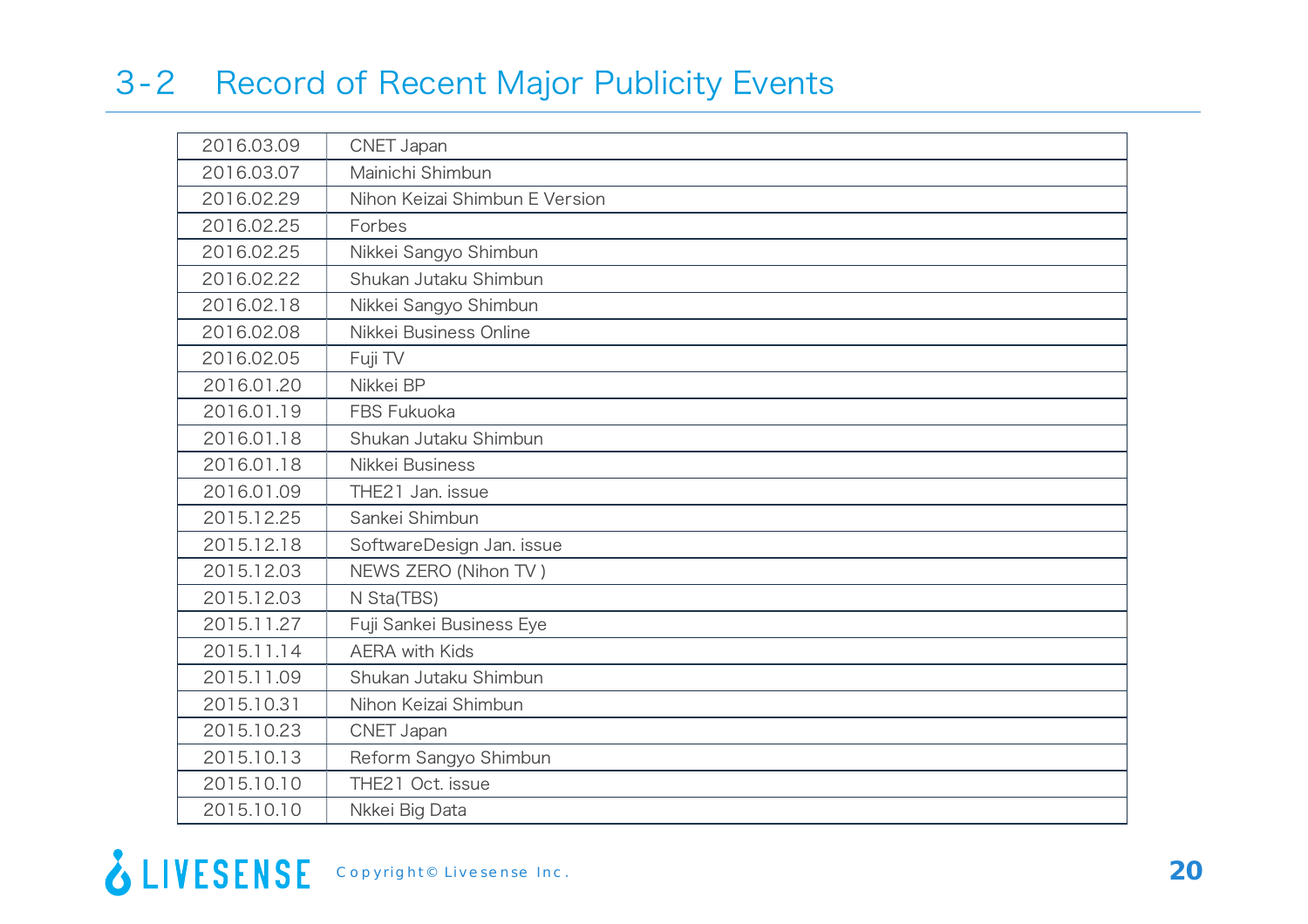## 3-2 Record of Recent Major Publicity Events

| | |
|---|---|
| 2016.03.09 | CNET Japan |
| 2016.03.07 | Mainichi Shimbun |
| 2016.02.29 | Nihon Keizai Shimbun E Version |
| 2016.02.25 | Forbes |
| 2016.02.25 | Nikkei Sangyo Shimbun |
| 2016.02.22 | Shukan Jutaku Shimbun |
| 2016.02.18 | Nikkei Sangyo Shimbun |
| 2016.02.08 | Nikkei Business Online |
| 2016.02.05 | Fuji TV |
| 2016.01.20 | Nikkei BP |
| 2016.01.19 | FBS Fukuoka |
| 2016.01.18 | Shukan Jutaku Shimbun |
| 2016.01.18 | Nikkei Business |
| 2016.01.09 | THE21 Jan. issue |
| 2015.12.25 | Sankei Shimbun |
| 2015.12.18 | SoftwareDesign Jan. issue |
| 2015.12.03 | NEWS ZERO (Nihon TV ) |
| 2015.12.03 | N Sta(TBS) |
| 2015.11.27 | Fuji Sankei Business Eye |
| 2015.11.14 | AERA with Kids |
| 2015.11.09 | Shukan Jutaku Shimbun |
| 2015.10.31 | Nihon Keizai Shimbun |
| 2015.10.23 | CNET Japan |
| 2015.10.13 | Reform Sangyo Shimbun |
| 2015.10.10 | THE21 Oct. issue |
| 2015.10.10 | Nkkei Big Data |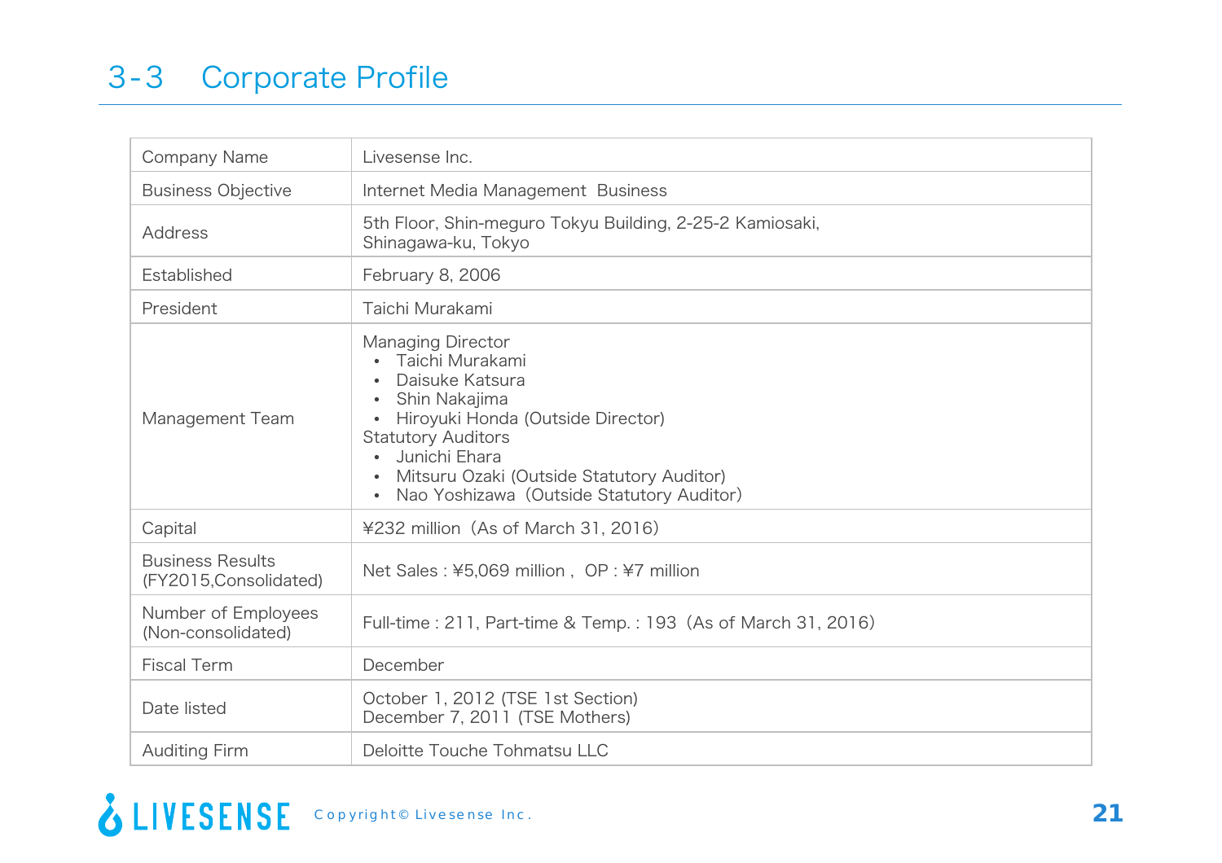## 3-3 Corporate Profile

| | |
|---|---|
| Company Name | Livesense Inc. |
| Business Objective | Internet Media Management Business |
| Address | 5th Floor, Shin-meguro Tokyu Building, 2-25-2 Kamiosaki, Shinagawa-ku, Tokyo |
| Established | February 8, 2006 |
| President | Taichi Murakami |
| Management Team | Managing Director<br>• Taichi Murakami<br>• Daisuke Katsura<br>• Shin Nakajima<br>• Hiroyuki Honda (Outside Director)<br>Statutory Auditors<br>• Junichi Ehara<br>• Mitsuru Ozaki (Outside Statutory Auditor)<br>• Nao Yoshizawa（Outside Statutory Auditor) |
| Capital | ¥232 million（As of March 31, 2016) |
| Business Results (FY2015,Consolidated) | Net Sales : ¥5,069 million , OP : ¥7 million |
| Number of Employees (Non-consolidated) | Full-time : 211, Part-time & Temp. : 193（As of March 31, 2016) |
| Fiscal Term | December |
| Date listed | October 1, 2012 (TSE 1st Section)<br>December 7, 2011 (TSE Mothers) |
| Auditing Firm | Deloitte Touche Tohmatsu LLC |

LIVESENSE Copyright© Livesense Inc.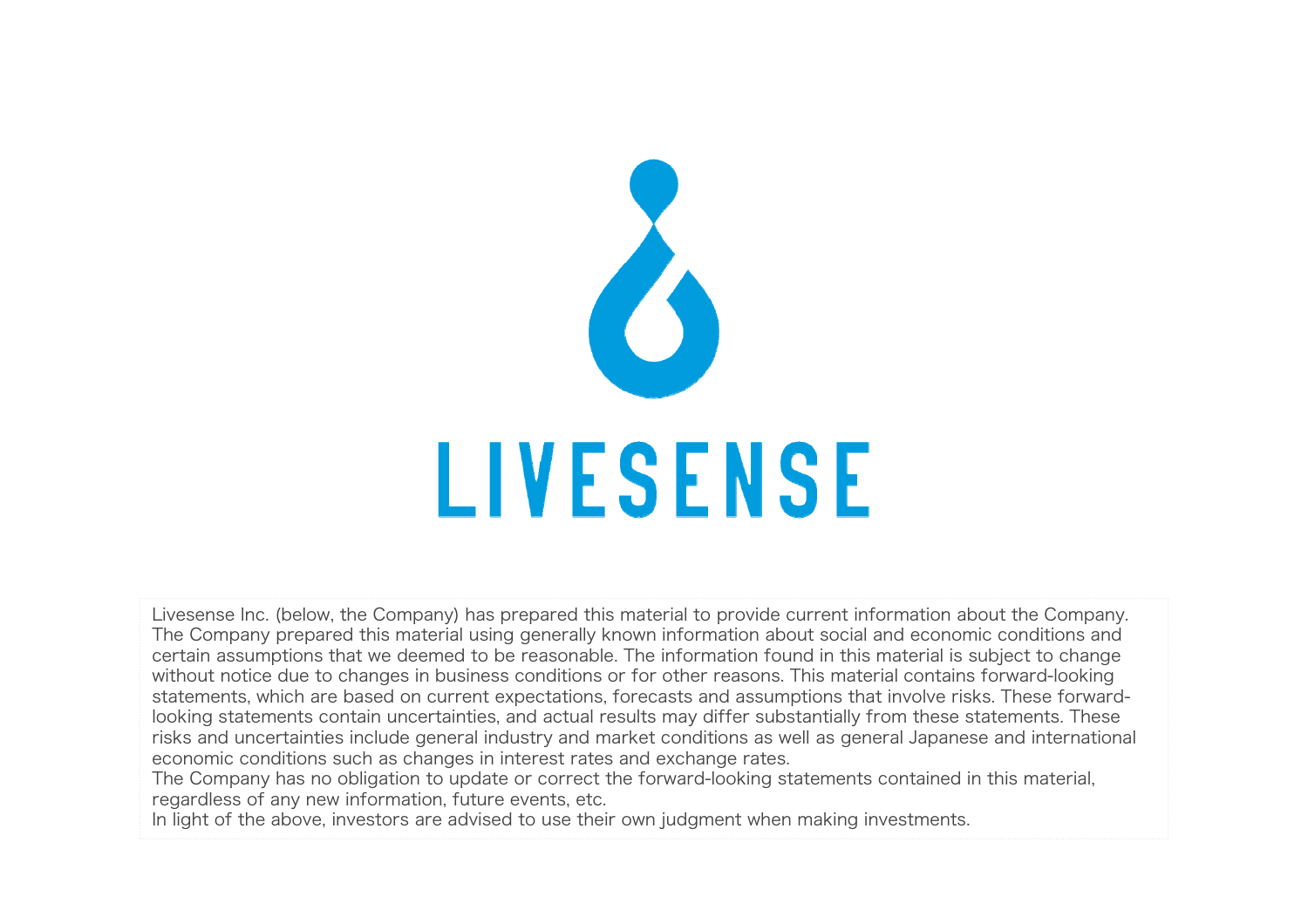LIVESENSE

Livesense Inc. (below, the Company) has prepared this material to provide current information about the Company. The Company prepared this material using generally known information about social and economic conditions and certain assumptions that we deemed to be reasonable. The information found in this material is subject to change without notice due to changes in business conditions or for other reasons. This material contains forward-looking statements, which are based on current expectations, forecasts and assumptions that involve risks. These forward-looking statements contain uncertainties, and actual results may differ substantially from these statements. These risks and uncertainties include general industry and market conditions as well as general Japanese and international economic conditions such as changes in interest rates and exchange rates.
The Company has no obligation to update or correct the forward-looking statements contained in this material, regardless of any new information, future events, etc.
In light of the above, investors are advised to use their own judgment when making investments.